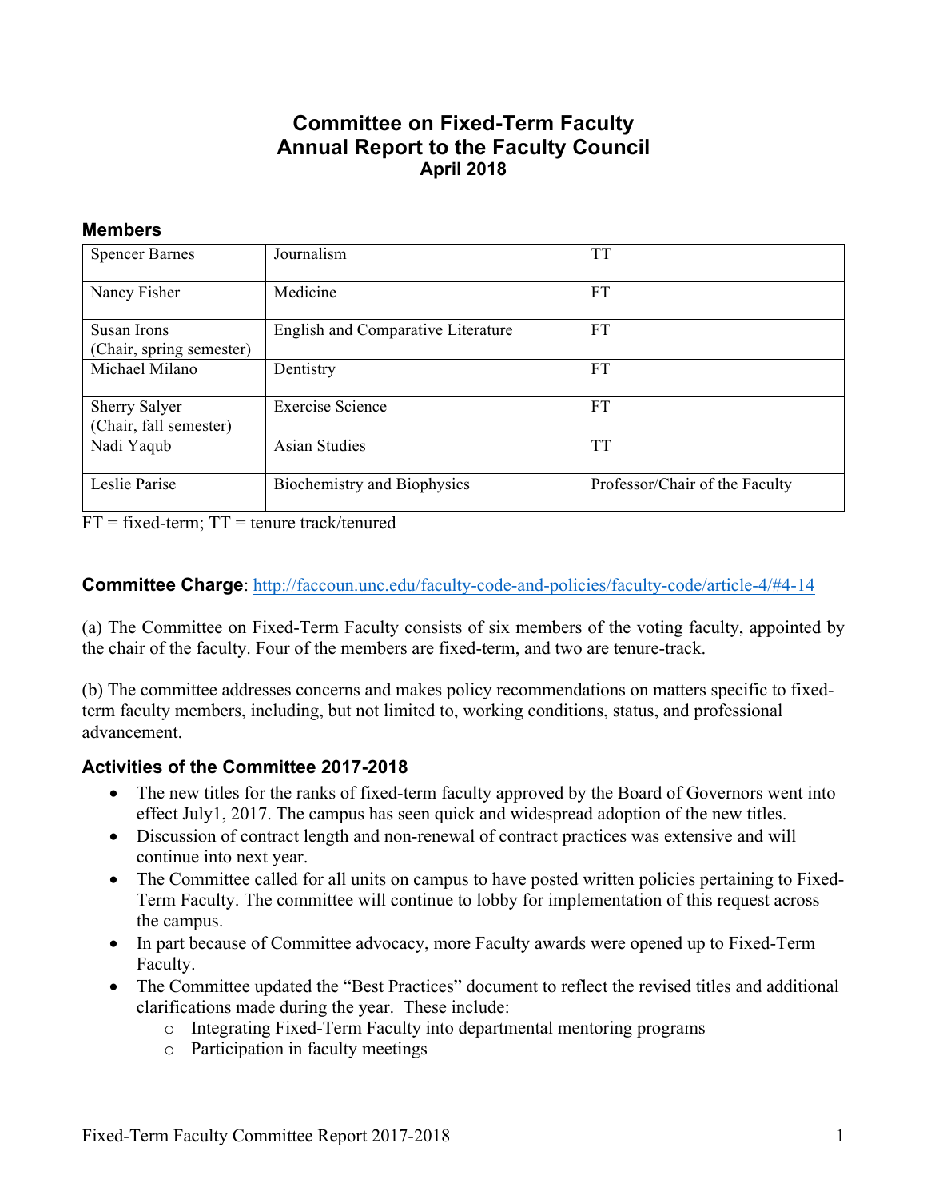# Committee on Fixed-Term Faculty
# Annual Report to the Faculty Council
## April 2018

### Members

| | | |
|---|---|---|
| Spencer Barnes | Journalism | TT |
| Nancy Fisher | Medicine | FT |
| Susan Irons (Chair, spring semester) | English and Comparative Literature | FT |
| Michael Milano | Dentistry | FT |
| Sherry Salyer (Chair, fall semester) | Exercise Science | FT |
| Nadi Yaqub | Asian Studies | TT |
| Leslie Parise | Biochemistry and Biophysics | Professor/Chair of the Faculty |

FT = fixed-term; TT = tenure track/tenured

**Committee Charge**: http://faccoun.unc.edu/faculty-code-and-policies/faculty-code/article-4/#4-14

(a) The Committee on Fixed-Term Faculty consists of six members of the voting faculty, appointed by the chair of the faculty. Four of the members are fixed-term, and two are tenure-track.

(b) The committee addresses concerns and makes policy recommendations on matters specific to fixed-term faculty members, including, but not limited to, working conditions, status, and professional advancement.

### Activities of the Committee 2017-2018

- The new titles for the ranks of fixed-term faculty approved by the Board of Governors went into effect July1, 2017. The campus has seen quick and widespread adoption of the new titles.
- Discussion of contract length and non-renewal of contract practices was extensive and will continue into next year.
- The Committee called for all units on campus to have posted written policies pertaining to Fixed-Term Faculty. The committee will continue to lobby for implementation of this request across the campus.
- In part because of Committee advocacy, more Faculty awards were opened up to Fixed-Term Faculty.
- The Committee updated the "Best Practices" document to reflect the revised titles and additional clarifications made during the year. These include:
  - Integrating Fixed-Term Faculty into departmental mentoring programs
  - Participation in faculty meetings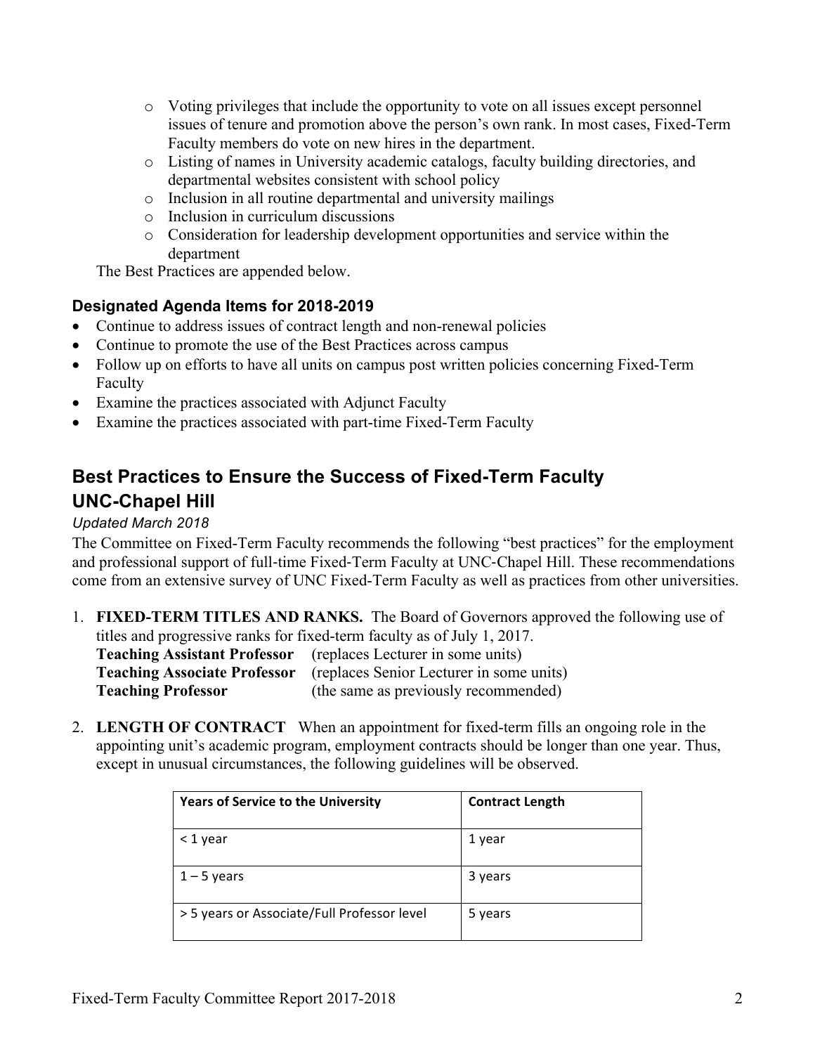- Voting privileges that include the opportunity to vote on all issues except personnel issues of tenure and promotion above the person's own rank. In most cases, Fixed-Term Faculty members do vote on new hires in the department.
- Listing of names in University academic catalogs, faculty building directories, and departmental websites consistent with school policy
- Inclusion in all routine departmental and university mailings
- Inclusion in curriculum discussions
- Consideration for leadership development opportunities and service within the department

The Best Practices are appended below.

### Designated Agenda Items for 2018-2019

- Continue to address issues of contract length and non-renewal policies
- Continue to promote the use of the Best Practices across campus
- Follow up on efforts to have all units on campus post written policies concerning Fixed-Term Faculty
- Examine the practices associated with Adjunct Faculty
- Examine the practices associated with part-time Fixed-Term Faculty

## Best Practices to Ensure the Success of Fixed-Term Faculty UNC-Chapel Hill

*Updated March 2018*

The Committee on Fixed-Term Faculty recommends the following "best practices" for the employment and professional support of full-time Fixed-Term Faculty at UNC-Chapel Hill. These recommendations come from an extensive survey of UNC Fixed-Term Faculty as well as practices from other universities.

1. **FIXED-TERM TITLES AND RANKS.** The Board of Governors approved the following use of titles and progressive ranks for fixed-term faculty as of July 1, 2017.
   **Teaching Assistant Professor** (replaces Lecturer in some units)
   **Teaching Associate Professor** (replaces Senior Lecturer in some units)
   **Teaching Professor** (the same as previously recommended)

2. **LENGTH OF CONTRACT** When an appointment for fixed-term fills an ongoing role in the appointing unit's academic program, employment contracts should be longer than one year. Thus, except in unusual circumstances, the following guidelines will be observed.

| Years of Service to the University | Contract Length |
|---|---|
| < 1 year | 1 year |
| 1 – 5 years | 3 years |
| > 5 years or Associate/Full Professor level | 5 years |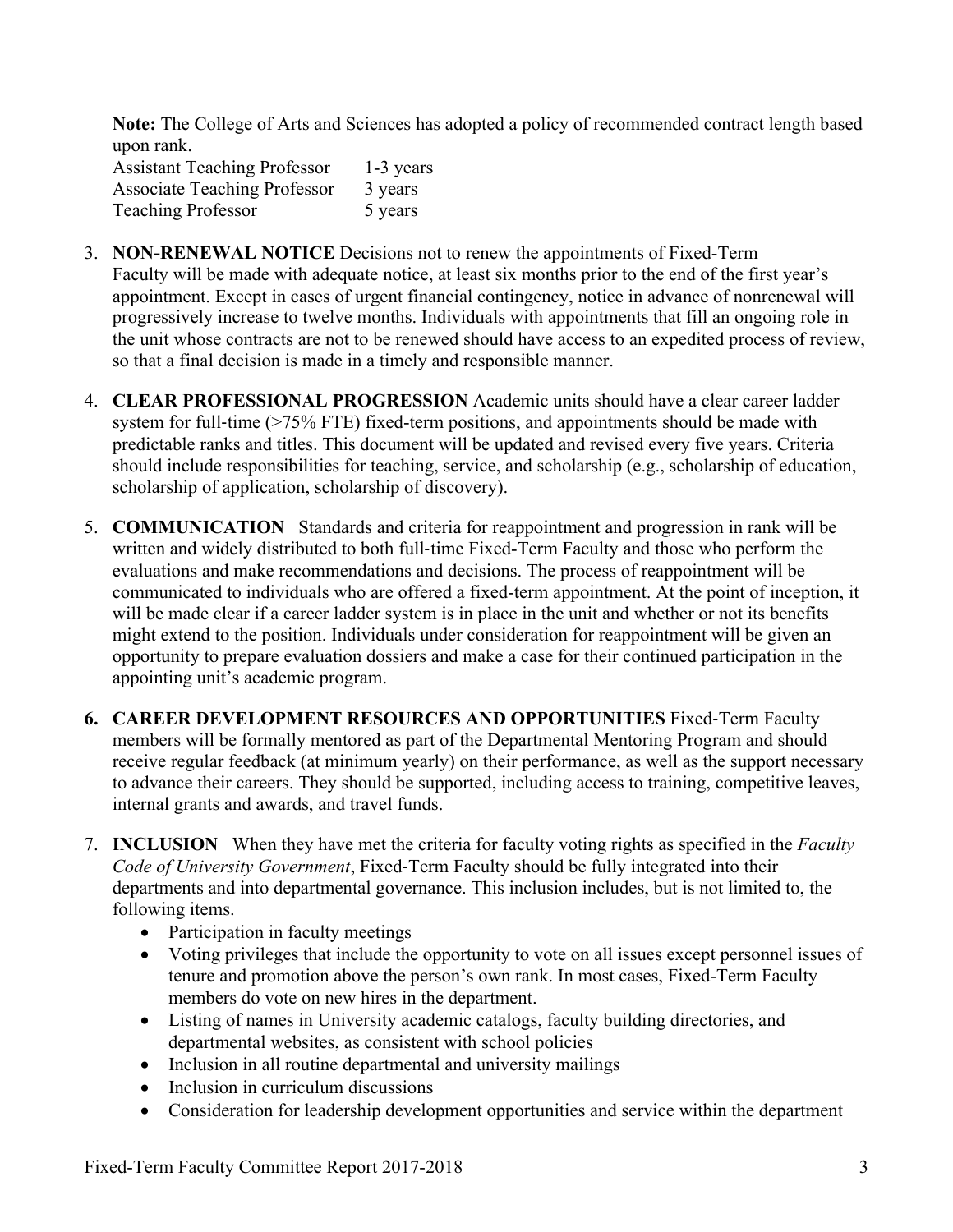**Note:** The College of Arts and Sciences has adopted a policy of recommended contract length based upon rank.

| | |
|---|---|
| Assistant Teaching Professor | 1-3 years |
| Associate Teaching Professor | 3 years |
| Teaching Professor | 5 years |

3. **NON-RENEWAL NOTICE** Decisions not to renew the appointments of Fixed-Term Faculty will be made with adequate notice, at least six months prior to the end of the first year's appointment. Except in cases of urgent financial contingency, notice in advance of nonrenewal will progressively increase to twelve months. Individuals with appointments that fill an ongoing role in the unit whose contracts are not to be renewed should have access to an expedited process of review, so that a final decision is made in a timely and responsible manner.

4. **CLEAR PROFESSIONAL PROGRESSION** Academic units should have a clear career ladder system for full-time (>75% FTE) fixed-term positions, and appointments should be made with predictable ranks and titles. This document will be updated and revised every five years. Criteria should include responsibilities for teaching, service, and scholarship (e.g., scholarship of education, scholarship of application, scholarship of discovery).

5. **COMMUNICATION** Standards and criteria for reappointment and progression in rank will be written and widely distributed to both full-time Fixed-Term Faculty and those who perform the evaluations and make recommendations and decisions. The process of reappointment will be communicated to individuals who are offered a fixed-term appointment. At the point of inception, it will be made clear if a career ladder system is in place in the unit and whether or not its benefits might extend to the position. Individuals under consideration for reappointment will be given an opportunity to prepare evaluation dossiers and make a case for their continued participation in the appointing unit's academic program.

6. **CAREER DEVELOPMENT RESOURCES AND OPPORTUNITIES** Fixed-Term Faculty members will be formally mentored as part of the Departmental Mentoring Program and should receive regular feedback (at minimum yearly) on their performance, as well as the support necessary to advance their careers. They should be supported, including access to training, competitive leaves, internal grants and awards, and travel funds.

7. **INCLUSION** When they have met the criteria for faculty voting rights as specified in the *Faculty Code of University Government*, Fixed-Term Faculty should be fully integrated into their departments and into departmental governance. This inclusion includes, but is not limited to, the following items.
   - Participation in faculty meetings
   - Voting privileges that include the opportunity to vote on all issues except personnel issues of tenure and promotion above the person's own rank. In most cases, Fixed-Term Faculty members do vote on new hires in the department.
   - Listing of names in University academic catalogs, faculty building directories, and departmental websites, as consistent with school policies
   - Inclusion in all routine departmental and university mailings
   - Inclusion in curriculum discussions
   - Consideration for leadership development opportunities and service within the department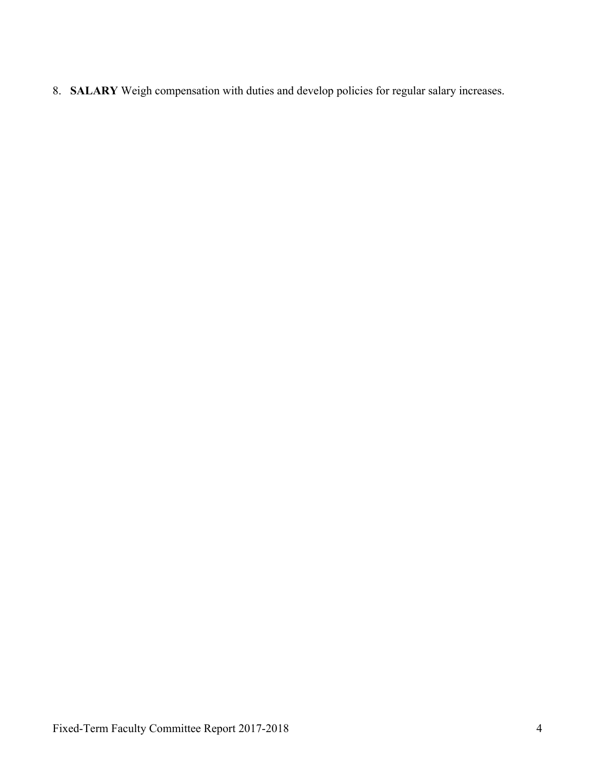8. **SALARY** Weigh compensation with duties and develop policies for regular salary increases.